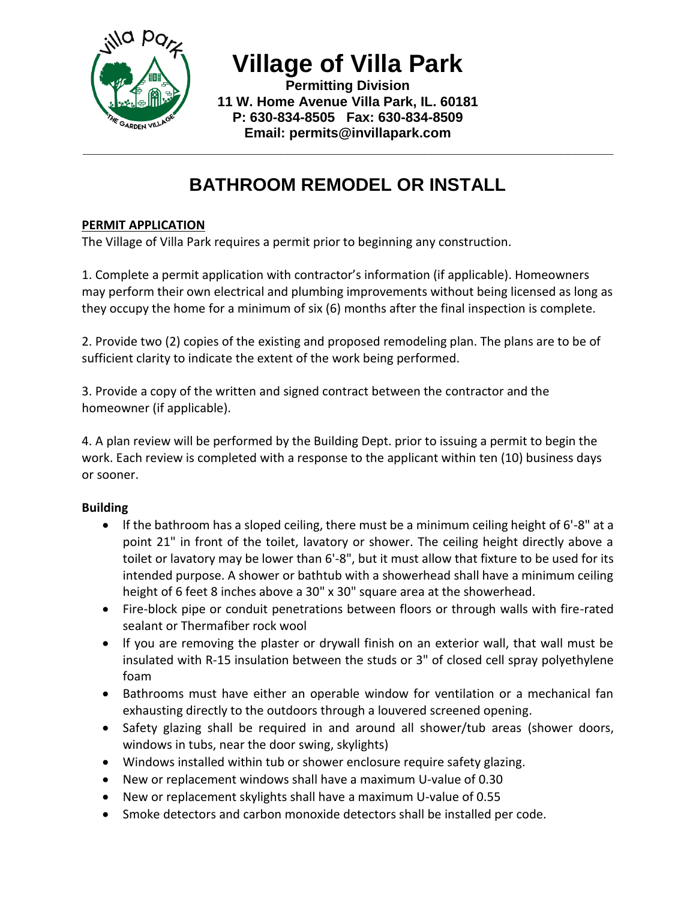# Village of Villa Park

**Permitting Division**
**11 W. Home Avenue Villa Park, IL. 60181**
**P: 630-834-8505 Fax: 630-834-8509**
**Email: permits@invillapark.com**

---

## BATHROOM REMODEL OR INSTALL

**PERMIT APPLICATION**

The Village of Villa Park requires a permit prior to beginning any construction.

1. Complete a permit application with contractor's information (if applicable). Homeowners may perform their own electrical and plumbing improvements without being licensed as long as they occupy the home for a minimum of six (6) months after the final inspection is complete.

2. Provide two (2) copies of the existing and proposed remodeling plan. The plans are to be of sufficient clarity to indicate the extent of the work being performed.

3. Provide a copy of the written and signed contract between the contractor and the homeowner (if applicable).

4. A plan review will be performed by the Building Dept. prior to issuing a permit to begin the work. Each review is completed with a response to the applicant within ten (10) business days or sooner.

**Building**

- If the bathroom has a sloped ceiling, there must be a minimum ceiling height of 6'-8" at a point 21" in front of the toilet, lavatory or shower. The ceiling height directly above a toilet or lavatory may be lower than 6'-8", but it must allow that fixture to be used for its intended purpose. A shower or bathtub with a showerhead shall have a minimum ceiling height of 6 feet 8 inches above a 30" x 30" square area at the showerhead.
- Fire-block pipe or conduit penetrations between floors or through walls with fire-rated sealant or Thermafiber rock wool
- If you are removing the plaster or drywall finish on an exterior wall, that wall must be insulated with R-15 insulation between the studs or 3" of closed cell spray polyethylene foam
- Bathrooms must have either an operable window for ventilation or a mechanical fan exhausting directly to the outdoors through a louvered screened opening.
- Safety glazing shall be required in and around all shower/tub areas (shower doors, windows in tubs, near the door swing, skylights)
- Windows installed within tub or shower enclosure require safety glazing.
- New or replacement windows shall have a maximum U-value of 0.30
- New or replacement skylights shall have a maximum U-value of 0.55
- Smoke detectors and carbon monoxide detectors shall be installed per code.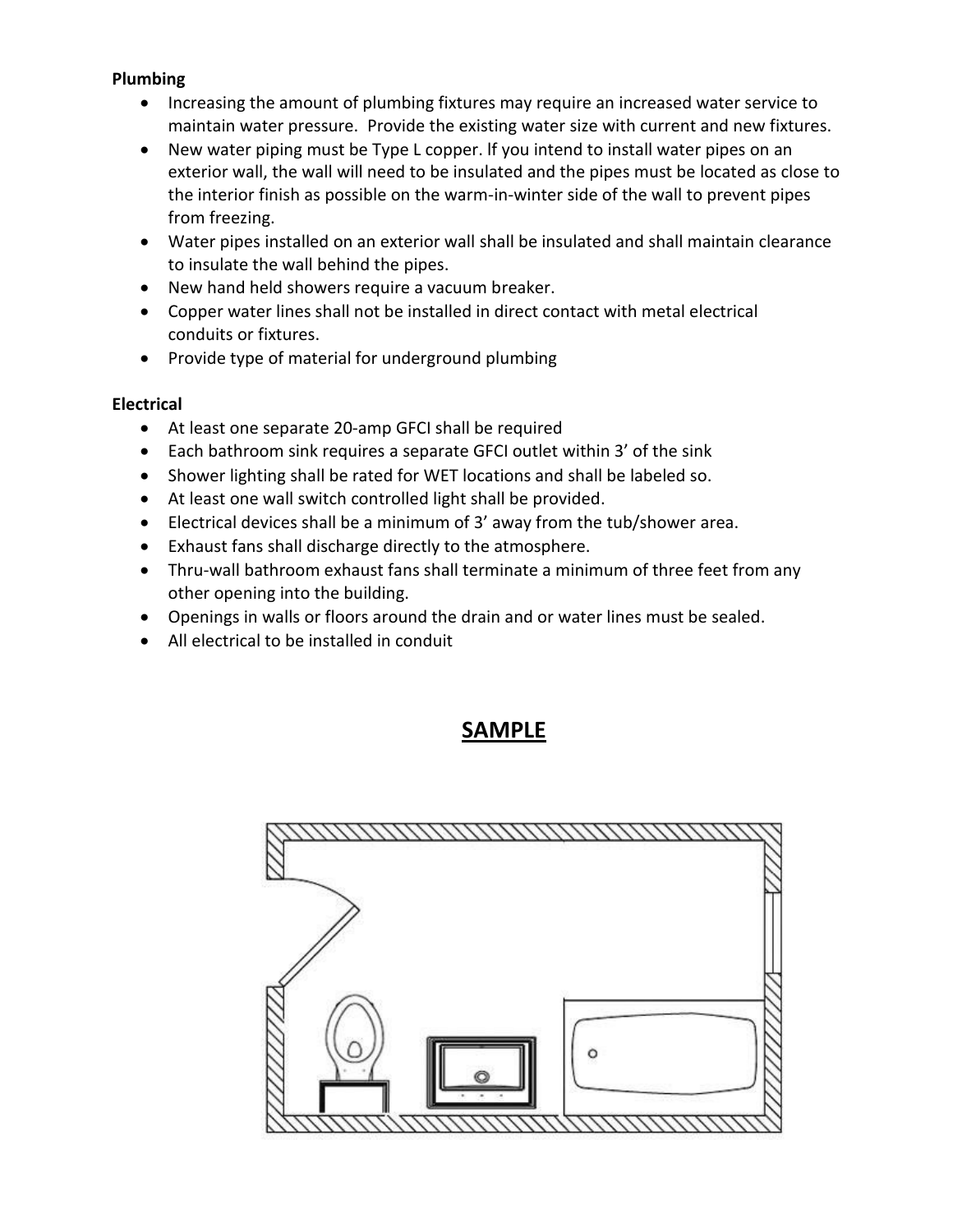**Plumbing**

- Increasing the amount of plumbing fixtures may require an increased water service to maintain water pressure. Provide the existing water size with current and new fixtures.
- New water piping must be Type L copper. If you intend to install water pipes on an exterior wall, the wall will need to be insulated and the pipes must be located as close to the interior finish as possible on the warm-in-winter side of the wall to prevent pipes from freezing.
- Water pipes installed on an exterior wall shall be insulated and shall maintain clearance to insulate the wall behind the pipes.
- New hand held showers require a vacuum breaker.
- Copper water lines shall not be installed in direct contact with metal electrical conduits or fixtures.
- Provide type of material for underground plumbing

**Electrical**

- At least one separate 20-amp GFCI shall be required
- Each bathroom sink requires a separate GFCI outlet within 3' of the sink
- Shower lighting shall be rated for WET locations and shall be labeled so.
- At least one wall switch controlled light shall be provided.
- Electrical devices shall be a minimum of 3' away from the tub/shower area.
- Exhaust fans shall discharge directly to the atmosphere.
- Thru-wall bathroom exhaust fans shall terminate a minimum of three feet from any other opening into the building.
- Openings in walls or floors around the drain and or water lines must be sealed.
- All electrical to be installed in conduit

## SAMPLE